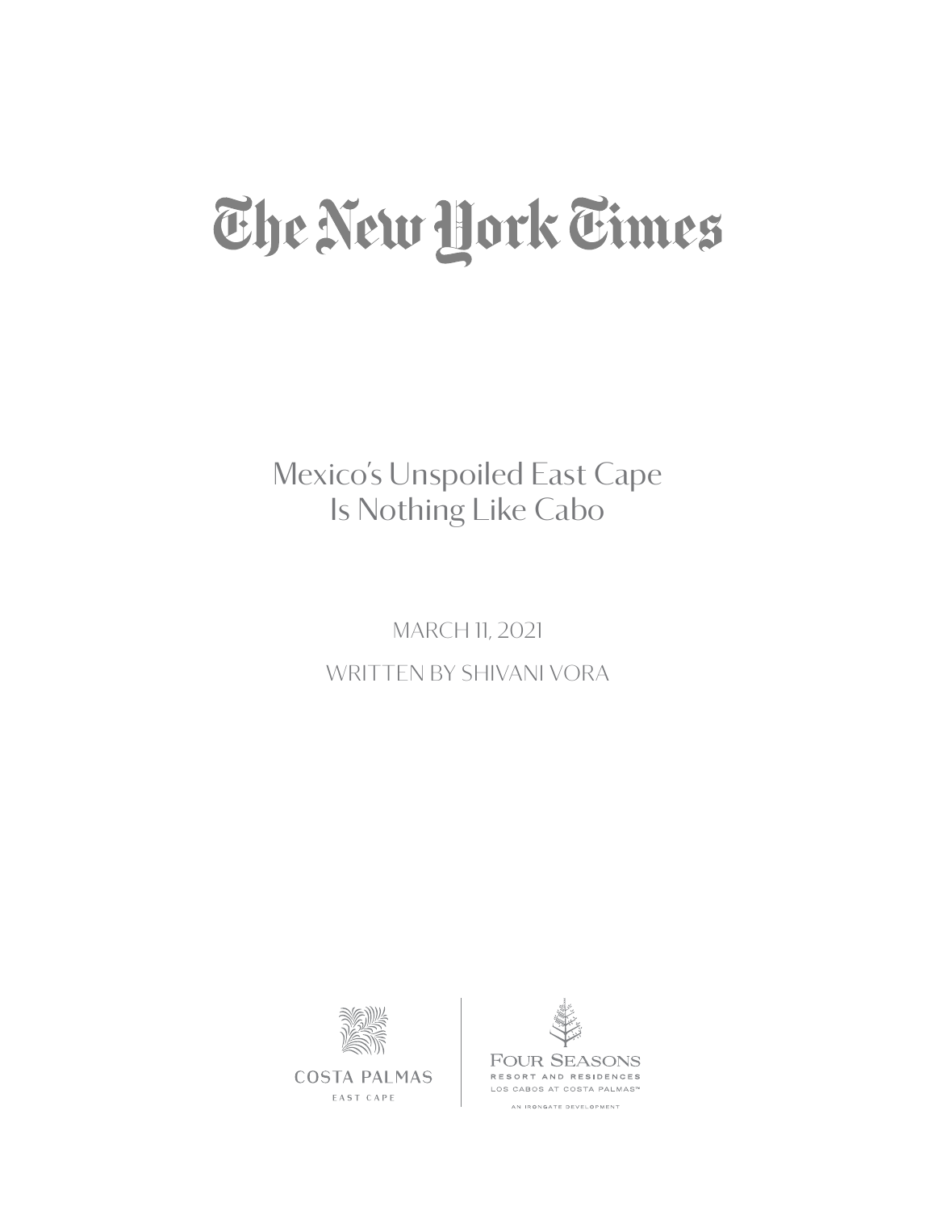# The New York Times

## Mexico's Unspoiled East Cape Is Nothing Like Cabo

MARCH 11, 2021

WRITTEN BY SHIVANI VORA

COSTA PALMAS
EAST CAPE

FOUR SEASONS
RESORT AND RESIDENCES
LOS CABOS AT COSTA PALMAS™

AN IRONGATE DEVELOPMENT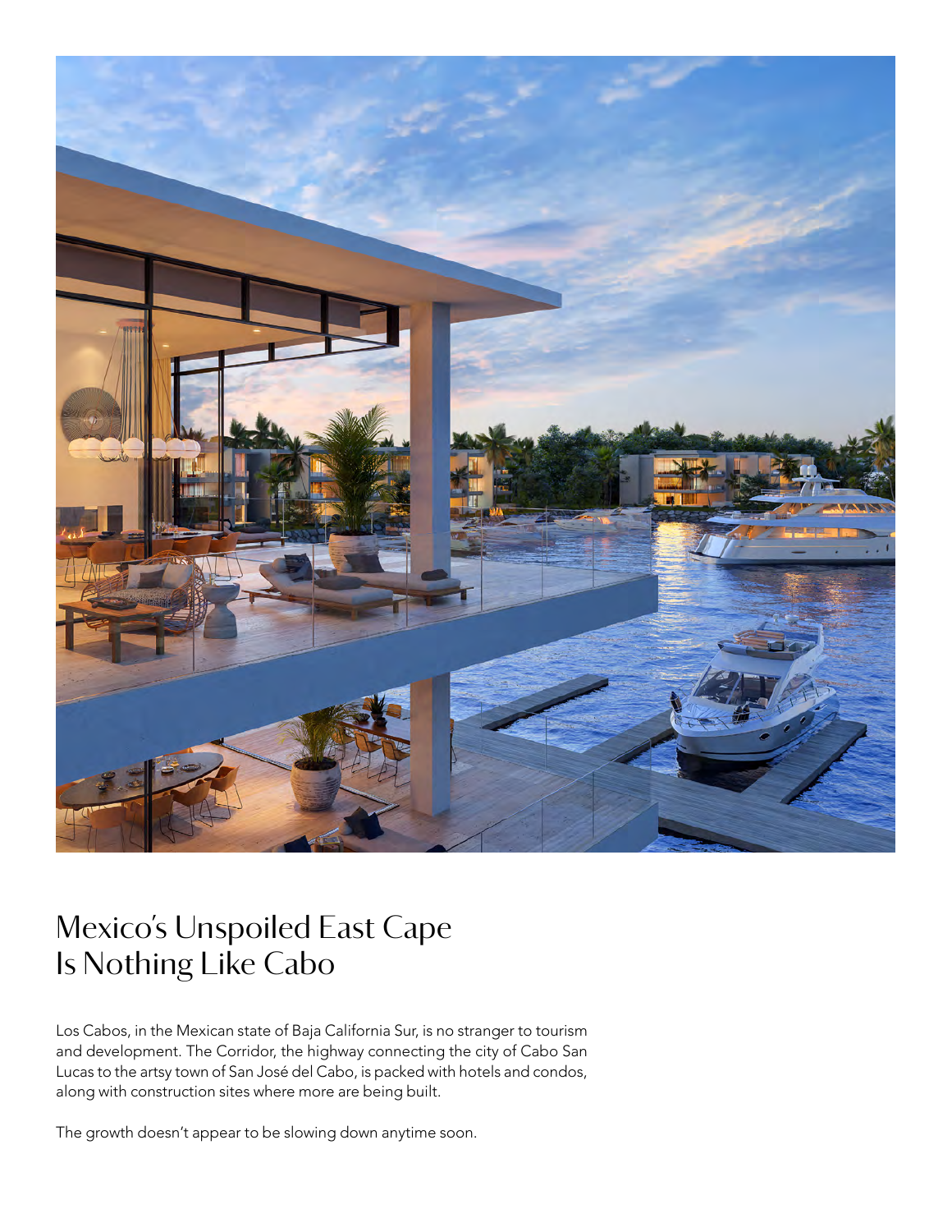# Mexico's Unspoiled East Cape Is Nothing Like Cabo

Los Cabos, in the Mexican state of Baja California Sur, is no stranger to tourism and development. The Corridor, the highway connecting the city of Cabo San Lucas to the artsy town of San José del Cabo, is packed with hotels and condos, along with construction sites where more are being built.

The growth doesn't appear to be slowing down anytime soon.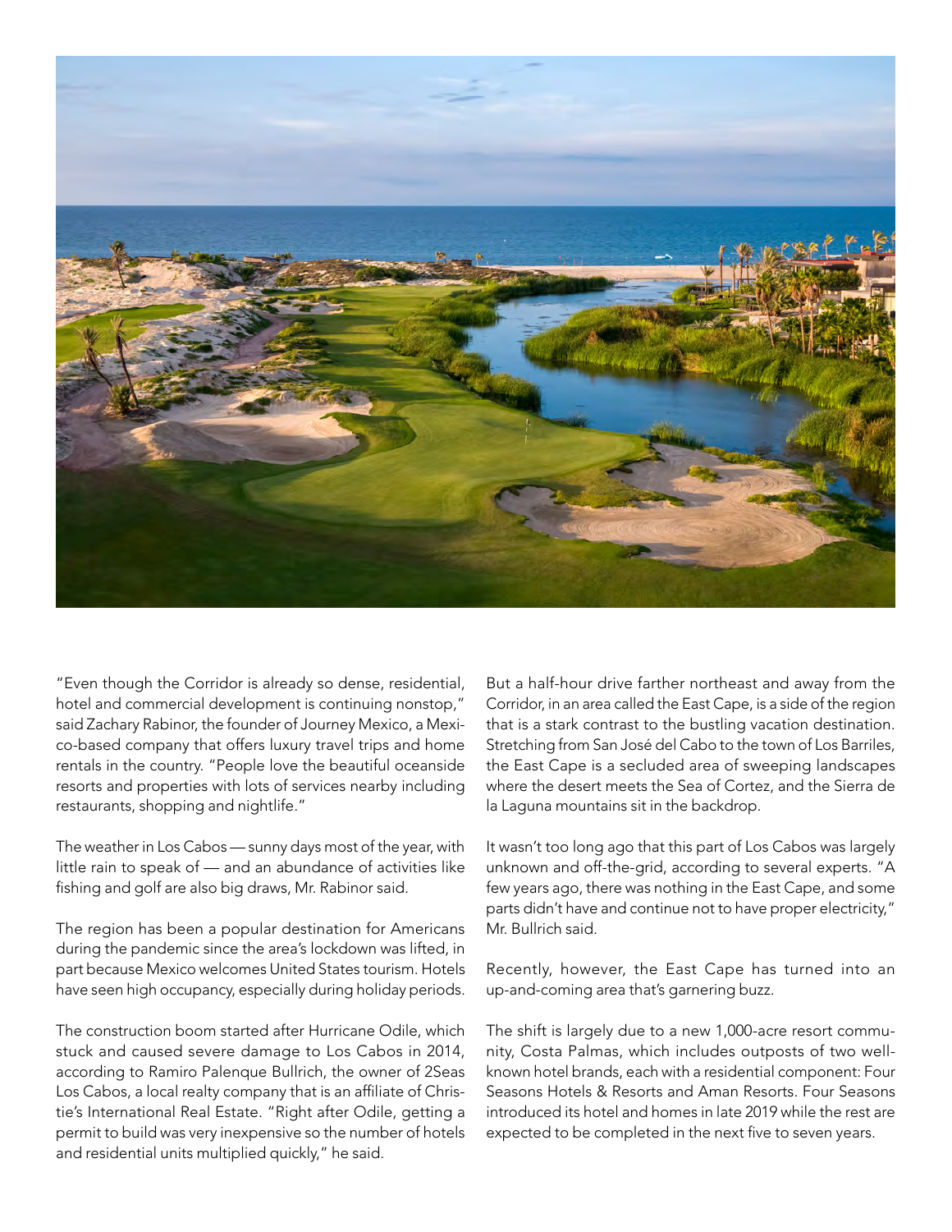"Even though the Corridor is already so dense, residential, hotel and commercial development is continuing nonstop," said Zachary Rabinor, the founder of Journey Mexico, a Mexico-based company that offers luxury travel trips and home rentals in the country. "People love the beautiful oceanside resorts and properties with lots of services nearby including restaurants, shopping and nightlife."

The weather in Los Cabos — sunny days most of the year, with little rain to speak of — and an abundance of activities like fishing and golf are also big draws, Mr. Rabinor said.

The region has been a popular destination for Americans during the pandemic since the area's lockdown was lifted, in part because Mexico welcomes United States tourism. Hotels have seen high occupancy, especially during holiday periods.

The construction boom started after Hurricane Odile, which stuck and caused severe damage to Los Cabos in 2014, according to Ramiro Palenque Bullrich, the owner of 2Seas Los Cabos, a local realty company that is an affiliate of Christie's International Real Estate. "Right after Odile, getting a permit to build was very inexpensive so the number of hotels and residential units multiplied quickly," he said.

But a half-hour drive farther northeast and away from the Corridor, in an area called the East Cape, is a side of the region that is a stark contrast to the bustling vacation destination. Stretching from San José del Cabo to the town of Los Barriles, the East Cape is a secluded area of sweeping landscapes where the desert meets the Sea of Cortez, and the Sierra de la Laguna mountains sit in the backdrop.

It wasn't too long ago that this part of Los Cabos was largely unknown and off-the-grid, according to several experts. "A few years ago, there was nothing in the East Cape, and some parts didn't have and continue not to have proper electricity," Mr. Bullrich said.

Recently, however, the East Cape has turned into an up-and-coming area that's garnering buzz.

The shift is largely due to a new 1,000-acre resort community, Costa Palmas, which includes outposts of two well-known hotel brands, each with a residential component: Four Seasons Hotels & Resorts and Aman Resorts. Four Seasons introduced its hotel and homes in late 2019 while the rest are expected to be completed in the next five to seven years.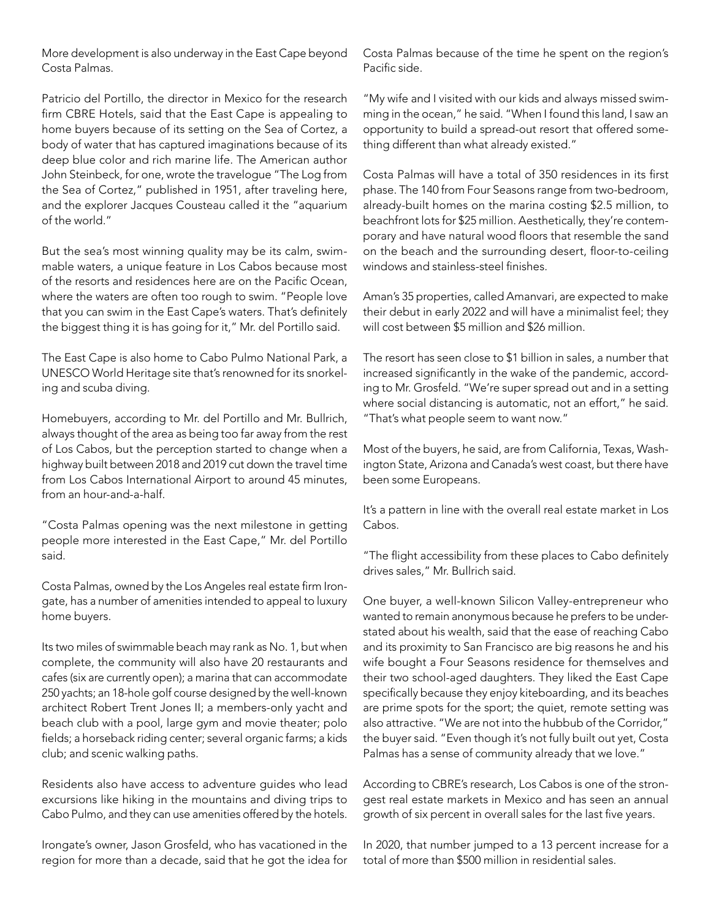More development is also underway in the East Cape beyond Costa Palmas.

Patricio del Portillo, the director in Mexico for the research firm CBRE Hotels, said that the East Cape is appealing to home buyers because of its setting on the Sea of Cortez, a body of water that has captured imaginations because of its deep blue color and rich marine life. The American author John Steinbeck, for one, wrote the travelogue "The Log from the Sea of Cortez," published in 1951, after traveling here, and the explorer Jacques Cousteau called it the "aquarium of the world."

But the sea's most winning quality may be its calm, swimmable waters, a unique feature in Los Cabos because most of the resorts and residences here are on the Pacific Ocean, where the waters are often too rough to swim. "People love that you can swim in the East Cape's waters. That's definitely the biggest thing it is has going for it," Mr. del Portillo said.

The East Cape is also home to Cabo Pulmo National Park, a UNESCO World Heritage site that's renowned for its snorkeling and scuba diving.

Homebuyers, according to Mr. del Portillo and Mr. Bullrich, always thought of the area as being too far away from the rest of Los Cabos, but the perception started to change when a highway built between 2018 and 2019 cut down the travel time from Los Cabos International Airport to around 45 minutes, from an hour-and-a-half.

"Costa Palmas opening was the next milestone in getting people more interested in the East Cape," Mr. del Portillo said.

Costa Palmas, owned by the Los Angeles real estate firm Irongate, has a number of amenities intended to appeal to luxury home buyers.

Its two miles of swimmable beach may rank as No. 1, but when complete, the community will also have 20 restaurants and cafes (six are currently open); a marina that can accommodate 250 yachts; an 18-hole golf course designed by the well-known architect Robert Trent Jones II; a members-only yacht and beach club with a pool, large gym and movie theater; polo fields; a horseback riding center; several organic farms; a kids club; and scenic walking paths.

Residents also have access to adventure guides who lead excursions like hiking in the mountains and diving trips to Cabo Pulmo, and they can use amenities offered by the hotels.

Irongate's owner, Jason Grosfeld, who has vacationed in the region for more than a decade, said that he got the idea for Costa Palmas because of the time he spent on the region's Pacific side.

"My wife and I visited with our kids and always missed swimming in the ocean," he said. "When I found this land, I saw an opportunity to build a spread-out resort that offered something different than what already existed."

Costa Palmas will have a total of 350 residences in its first phase. The 140 from Four Seasons range from two-bedroom, already-built homes on the marina costing $2.5 million, to beachfront lots for $25 million. Aesthetically, they're contemporary and have natural wood floors that resemble the sand on the beach and the surrounding desert, floor-to-ceiling windows and stainless-steel finishes.

Aman's 35 properties, called Amanvari, are expected to make their debut in early 2022 and will have a minimalist feel; they will cost between $5 million and $26 million.

The resort has seen close to $1 billion in sales, a number that increased significantly in the wake of the pandemic, according to Mr. Grosfeld. "We're super spread out and in a setting where social distancing is automatic, not an effort," he said. "That's what people seem to want now."

Most of the buyers, he said, are from California, Texas, Washington State, Arizona and Canada's west coast, but there have been some Europeans.

It's a pattern in line with the overall real estate market in Los Cabos.

"The flight accessibility from these places to Cabo definitely drives sales," Mr. Bullrich said.

One buyer, a well-known Silicon Valley-entrepreneur who wanted to remain anonymous because he prefers to be understated about his wealth, said that the ease of reaching Cabo and its proximity to San Francisco are big reasons he and his wife bought a Four Seasons residence for themselves and their two school-aged daughters. They liked the East Cape specifically because they enjoy kiteboarding, and its beaches are prime spots for the sport; the quiet, remote setting was also attractive. "We are not into the hubbub of the Corridor," the buyer said. "Even though it's not fully built out yet, Costa Palmas has a sense of community already that we love."

According to CBRE's research, Los Cabos is one of the strongest real estate markets in Mexico and has seen an annual growth of six percent in overall sales for the last five years.

In 2020, that number jumped to a 13 percent increase for a total of more than $500 million in residential sales.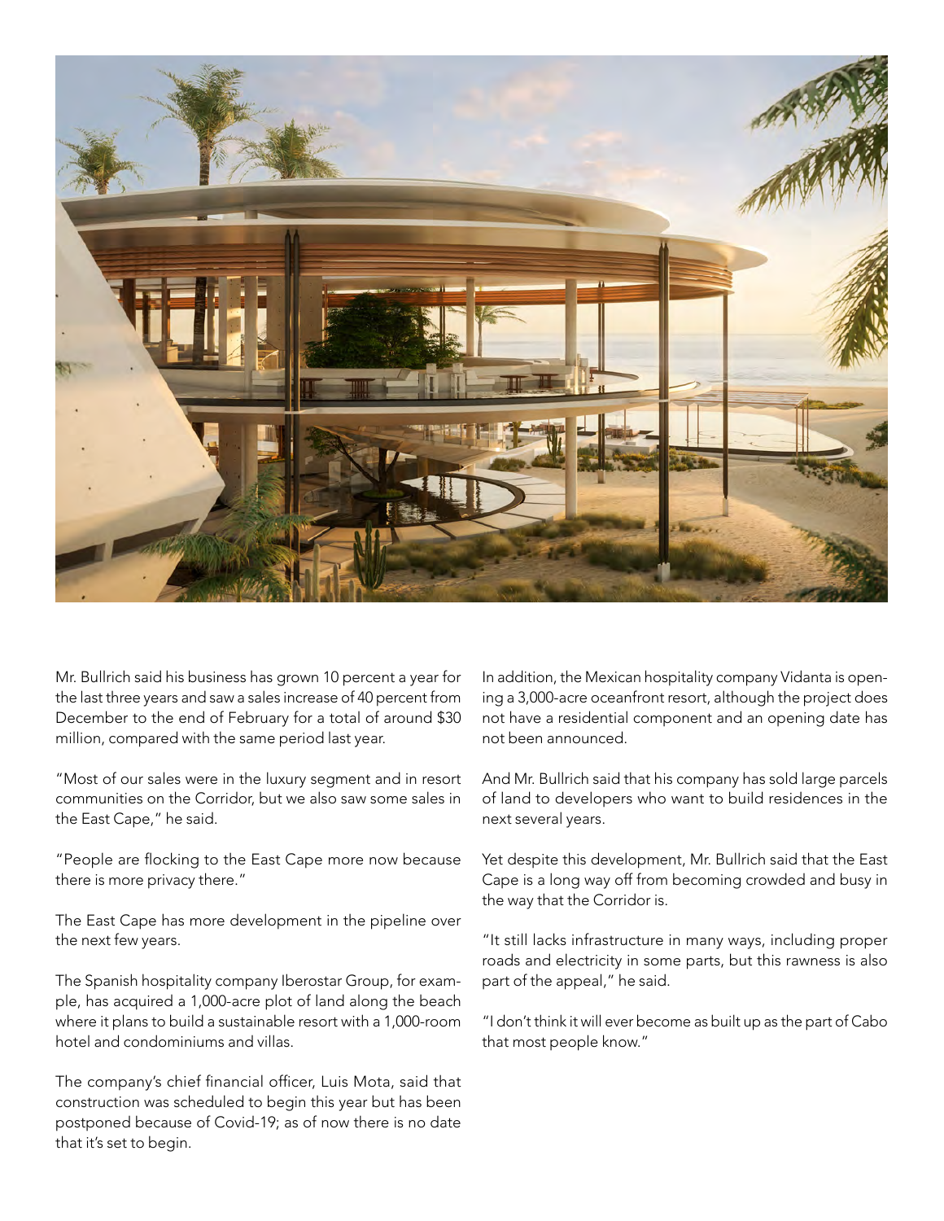Mr. Bullrich said his business has grown 10 percent a year for the last three years and saw a sales increase of 40 percent from December to the end of February for a total of around $30 million, compared with the same period last year.

"Most of our sales were in the luxury segment and in resort communities on the Corridor, but we also saw some sales in the East Cape," he said.

"People are flocking to the East Cape more now because there is more privacy there."

The East Cape has more development in the pipeline over the next few years.

The Spanish hospitality company Iberostar Group, for example, has acquired a 1,000-acre plot of land along the beach where it plans to build a sustainable resort with a 1,000-room hotel and condominiums and villas.

The company's chief financial officer, Luis Mota, said that construction was scheduled to begin this year but has been postponed because of Covid-19; as of now there is no date that it's set to begin.

In addition, the Mexican hospitality company Vidanta is opening a 3,000-acre oceanfront resort, although the project does not have a residential component and an opening date has not been announced.

And Mr. Bullrich said that his company has sold large parcels of land to developers who want to build residences in the next several years.

Yet despite this development, Mr. Bullrich said that the East Cape is a long way off from becoming crowded and busy in the way that the Corridor is.

"It still lacks infrastructure in many ways, including proper roads and electricity in some parts, but this rawness is also part of the appeal," he said.

"I don't think it will ever become as built up as the part of Cabo that most people know."